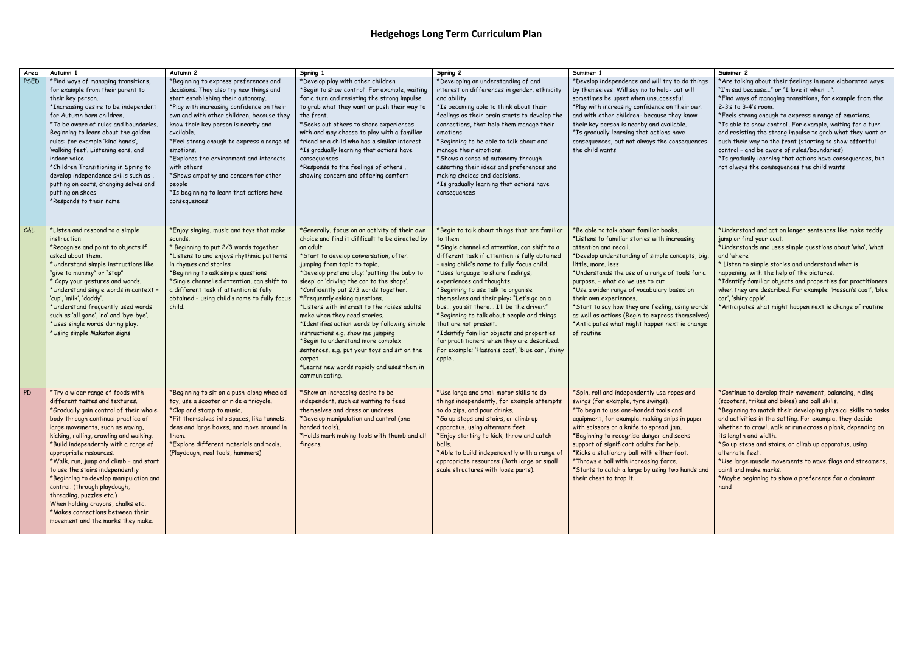# Hedgehogs Long Term Curriculum Plan

| Area | Autumn 1 | Autumn 2 | Spring 1 | Spring 2 | Summer 1 | Summer 2 |
|---|---|---|---|---|---|---|
| PSED | *Find ways of managing transitions, for example from their parent to their key person.<br>*Increasing desire to be independent for Autumn born children.<br>*To be aware of rules and boundaries. Beginning to learn about the golden rules: for example 'kind hands', 'walking feet'. Listening ears, and indoor voice<br>*Children Transitioning in Spring to develop independence skills such as , putting on coats, changing selves and putting on shoes<br>*Responds to their name | *Beginning to express preferences and decisions. They also try new things and start establishing their autonomy.<br>*Play with increasing confidence on their own and with other children, because they know their key person is nearby and available.<br>*Feel strong enough to express a range of emotions.<br>*Explores the environment and interacts with others<br>*Shows empathy and concern for other people<br>*Is beginning to learn that actions have consequences | *Develop play with other children<br>*Begin to show control'. For example, waiting for a turn and resisting the strong impulse to grab what they want or push their way to the front.<br>*Seeks out others to share experiences with and may choose to play with a familiar friend or a child who has a similar interest<br>*Is gradually learning that actions have consequences<br>*Responds to the feelings of others , showing concern and offering comfort | *Developing an understanding of and interest on differences in gender, ethnicity and ability<br>*Is becoming able to think about their feelings as their brain starts to develop the connections, that help them manage their emotions<br>*Beginning to be able to talk about and manage their emotions.<br>*Shows a sense of autonomy through asserting their ideas and preferences and making choices and decisions.<br>*Is gradually learning that actions have consequences | *Develop independence and will try to do things by themselves. Will say no to help- but will sometimes be upset when unsuccessful.<br>*Play with increasing confidence on their own and with other children- because they know their key person is nearby and available.<br>*Is gradually learning that actions have consequences, but not always the consequences the child wants | *Are talking about their feelings in more elaborated ways: "I'm sad because…" or "I love it when …".<br>*Find ways of managing transitions, for example from the 2-3's to 3-4's room.<br>*Feels strong enough to express a range of emotions.<br>*Is able to show control'. For example, waiting for a turn and resisting the strong impulse to grab what they want or push their way to the front (starting to show effortful control – and be aware of rules/boundaries)<br>*Is gradually learning that actions have consequences, but not always the consequences the child wants |
| C&L | *Listen and respond to a simple instruction<br>*Recognise and point to objects if asked about them.<br>*Understand simple instructions like "give to mummy" or "stop"<br>* Copy your gestures and words.<br>*Understand single words in context – 'cup', 'milk', 'daddy'.<br>*Understand frequently used words such as 'all gone', 'no' and 'bye-bye'.<br>*Uses single words during play.<br>*Using simple Makaton signs | *Enjoy singing, music and toys that make sounds.<br>* Beginning to put 2/3 words together<br>*Listens to and enjoys rhythmic patterns in rhymes and stories<br>*Beginning to ask simple questions<br>*Single channelled attention, can shift to a different task if attention is fully obtained – using child's name to fully focus child. | *Generally, focus on an activity of their own choice and find it difficult to be directed by an adult<br>*Start to develop conversation, often jumping from topic to topic.<br>*Develop pretend play: 'putting the baby to sleep' or 'driving the car to the shops'.<br>*Frequently asking questions.<br>*Confidently put 2/3 words together.<br>*Listens with interest to the noises adults make when they read stories.<br>*Identifies action words by following simple instructions e.g. show me jumping<br>*Begin to understand more complex sentences, e.g. put your toys and sit on the carpet<br>*Learns new words rapidly and uses them in communicating. | *Begin to talk about things that are familiar to them<br>*Single channelled attention, can shift to a different task if attention is fully obtained – using child's name to fully focus child.<br>*Uses language to share feelings, experiences and thoughts.<br>*Beginning to use talk to organise themselves and their play: "Let's go on a bus… you sit there… I'll be the driver."<br>*Beginning to talk about people and things that are not present.<br>*Identify familiar objects and properties for practitioners when they are described. For example: 'Hassan's coat', 'blue car', 'shiny apple'. | *Be able to talk about familiar books.<br>*Listens to familiar stories with increasing attention and recall.<br>*Develop understanding of simple concepts, big, little, more. less<br>*Understands the use of a range of tools for a purpose. – what do we use to cut<br>*Use a wider range of vocabulary based on their own experiences.<br>*Start to say how they are feeling, using words as well as actions (Begin to express themselves)<br>*Anticipates what might happen next ie change of routine | *Understand and act on longer sentences like make teddy jump or find your coat.<br>*Understands and uses simple questions about 'who', 'what' and 'where'<br>* Listen to simple stories and understand what is happening, with the help of the pictures.<br>*Identify familiar objects and properties for practitioners when they are described. For example: 'Hassan's coat', 'blue car', 'shiny apple'.<br>*Anticipates what might happen next ie change of routine |
| PD | *Try a wider range of foods with different tastes and textures.<br>*Gradually gain control of their whole body through continual practice of large movements, such as waving, kicking, rolling, crawling and walking.<br>*Build independently with a range of appropriate resources.<br>*Walk, run, jump and climb – and start to use the stairs independently<br>*Beginning to develop manipulation and control. (through playdough, threading, puzzles etc.)<br>When holding crayons, chalks etc,<br>*Makes connections between their movement and the marks they make. | *Beginning to sit on a push-along wheeled toy, use a scooter or ride a tricycle.<br>*Clap and stamp to music.<br>*Fit themselves into spaces, like tunnels, dens and large boxes, and move around in them.<br>*Explore different materials and tools. (Playdough, real tools, hammers) | *Show an increasing desire to be independent, such as wanting to feed themselves and dress or undress.<br>*Develop manipulation and control (one handed tools).<br>*Holds mark making tools with thumb and all fingers. | *Use large and small motor skills to do things independently, for example attempts to do zips, and pour drinks.<br>*Go up steps and stairs, or climb up apparatus, using alternate feet.<br>*Enjoy starting to kick, throw and catch balls.<br>*Able to build independently with a range of appropriate resources (Both large or small scale structures with loose parts). | *Spin, roll and independently use ropes and swings (for example, tyre swings).<br>*To begin to use one-handed tools and equipment, for example, making snips in paper with scissors or a knife to spread jam.<br>*Beginning to recognise danger and seeks support of significant adults for help.<br>*Kicks a stationary ball with either foot.<br>*Throws a ball with increasing force.<br>*Starts to catch a large by using two hands and their chest to trap it. | *Continue to develop their movement, balancing, riding (scooters, trikes and bikes) and ball skills.<br>*Beginning to match their developing physical skills to tasks and activities in the setting. For example, they decide whether to crawl, walk or run across a plank, depending on its length and width.<br>*Go up steps and stairs, or climb up apparatus, using alternate feet.<br>*Use large muscle movements to wave flags and streamers, paint and make marks.<br>*Maybe beginning to show a preference for a dominant hand |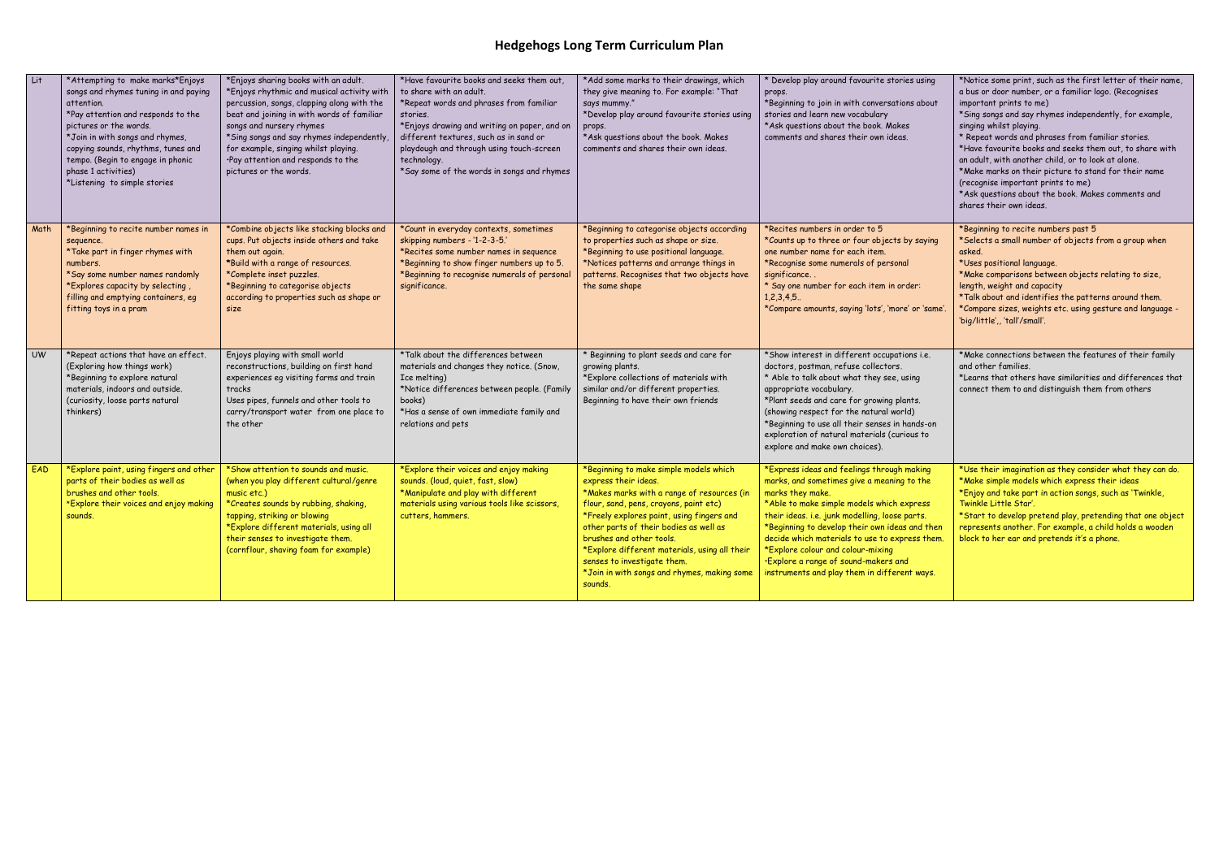# Hedgehogs Long Term Curriculum Plan

| | | | | | | |
|---|---|---|---|---|---|---|
| Lit | *Attempting to make marks*Enjoys songs and rhymes tuning in and paying attention.<br>*Pay attention and responds to the pictures or the words.<br>*Join in with songs and rhymes, copying sounds, rhythms, tunes and tempo. (Begin to engage in phonic phase 1 activities)<br>*Listening to simple stories | *Enjoys sharing books with an adult.<br>*Enjoys rhythmic and musical activity with percussion, songs, clapping along with the beat and joining in with words of familiar songs and nursery rhymes<br>*Sing songs and say rhymes independently, for example, singing whilst playing.<br>-Pay attention and responds to the pictures or the words. | *Have favourite books and seeks them out, to share with an adult.<br>*Repeat words and phrases from familiar stories.<br>*Enjoys drawing and writing on paper, and on different textures, such as in sand or playdough and through using touch-screen technology.<br>*Say some of the words in songs and rhymes | *Add some marks to their drawings, which they give meaning to. For example: "That says mummy."<br>*Develop play around favourite stories using props.<br>*Ask questions about the book. Makes comments and shares their own ideas. | * Develop play around favourite stories using props.<br>*Beginning to join in with conversations about stories and learn new vocabulary<br>*Ask questions about the book. Makes comments and shares their own ideas. | *Notice some print, such as the first letter of their name, a bus or door number, or a familiar logo. (Recognises important prints to me)<br>*Sing songs and say rhymes independently, for example, singing whilst playing.<br>* Repeat words and phrases from familiar stories.<br>*Have favourite books and seeks them out, to share with an adult, with another child, or to look at alone.<br>*Make marks on their picture to stand for their name (recognise important prints to me)<br>*Ask questions about the book. Makes comments and shares their own ideas. |
| Math | *Beginning to recite number names in sequence.<br>*Take part in finger rhymes with numbers.<br>*Say some number names randomly<br>*Explores capacity by selecting , filling and emptying containers, eg fitting toys in a pram | *Combine objects like stacking blocks and cups. Put objects inside others and take them out again.<br>*Build with a range of resources.<br>*Complete inset puzzles.<br>*Beginning to categorise objects according to properties such as shape or size | *Count in everyday contexts, sometimes skipping numbers - '1-2-3-5.'<br>*Recites some number names in sequence<br>*Beginning to show finger numbers up to 5.<br>*Beginning to recognise numerals of personal significance. | *Beginning to categorise objects according to properties such as shape or size.<br>*Beginning to use positional language.<br>*Notices patterns and arrange things in patterns. Recognises that two objects have the same shape | *Recites numbers in order to 5<br>*Counts up to three or four objects by saying one number name for each item.<br>*Recognise some numerals of personal significance. .<br>* Say one number for each item in order: 1,2,3,4,5..<br>*Compare amounts, saying 'lots', 'more' or 'same'. | *Beginning to recite numbers past 5<br>*Selects a small number of objects from a group when asked.<br>*Uses positional language.<br>*Make comparisons between objects relating to size, length, weight and capacity<br>*Talk about and identifies the patterns around them.<br>*Compare sizes, weights etc. using gesture and language - 'big/little',, 'tall'/small'. |
| UW | *Repeat actions that have an effect. (Exploring how things work)<br>*Beginning to explore natural materials, indoors and outside. (curiosity, loose parts natural thinkers) | Enjoys playing with small world reconstructions, building on first hand experiences eg visiting farms and train tracks<br>Uses pipes, funnels and other tools to carry/transport water from one place to the other | *Talk about the differences between materials and changes they notice. (Snow, Ice melting)<br>*Notice differences between people. (Family books)<br>*Has a sense of own immediate family and relations and pets | * Beginning to plant seeds and care for growing plants.<br>*Explore collections of materials with similar and/or different properties.<br>Beginning to have their own friends | *Show interest in different occupations i.e. doctors, postman, refuse collectors.<br>* Able to talk about what they see, using appropriate vocabulary.<br>*Plant seeds and care for growing plants. (showing respect for the natural world)<br>*Beginning to use all their senses in hands-on exploration of natural materials (curious to explore and make own choices). | *Make connections between the features of their family and other families.<br>*Learns that others have similarities and differences that connect them to and distinguish them from others |
| EAD | *Explore paint, using fingers and other parts of their bodies as well as brushes and other tools.<br>*Explore their voices and enjoy making sounds. | *Show attention to sounds and music. (when you play different cultural/genre music etc.)<br>*Creates sounds by rubbing, shaking, tapping, striking or blowing<br>*Explore different materials, using all their senses to investigate them. (cornflour, shaving foam for example) | *Explore their voices and enjoy making sounds. (loud, quiet, fast, slow)<br>*Manipulate and play with different materials using various tools like scissors, cutters, hammers. | *Beginning to make simple models which express their ideas.<br>*Makes marks with a range of resources (in flour, sand, pens, crayons, paint etc)<br>*Freely explores paint, using fingers and other parts of their bodies as well as brushes and other tools.<br>*Explore different materials, using all their senses to investigate them.<br>*Join in with songs and rhymes, making some sounds. | *Express ideas and feelings through making marks, and sometimes give a meaning to the marks they make.<br>*Able to make simple models which express their ideas. i.e. junk modelling, loose parts.<br>*Beginning to develop their own ideas and then decide which materials to use to express them.<br>*Explore colour and colour-mixing<br>-Explore a range of sound-makers and instruments and play them in different ways. | *Use their imagination as they consider what they can do.<br>*Make simple models which express their ideas<br>*Enjoy and take part in action songs, such as 'Twinkle, Twinkle Little Star'.<br>*Start to develop pretend play, pretending that one object represents another. For example, a child holds a wooden block to her ear and pretends it's a phone. |